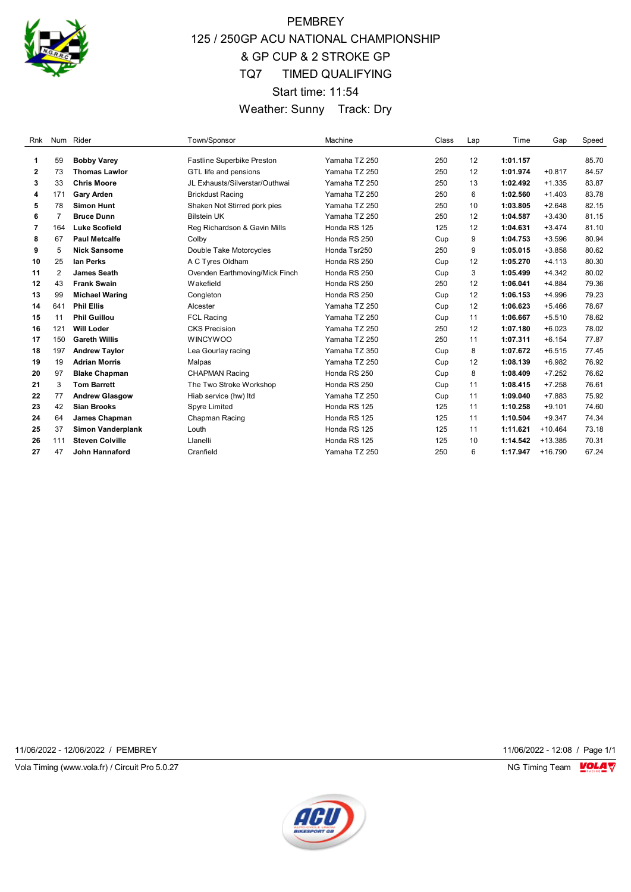# PEMBREY

## 125 / 250GP ACU NATIONAL CHAMPIONSHIP & GP CUP & 2 STROKE GP

## TQ7 TIMED QUALIFYING

Start time: 11:54

Weather: Sunny Track: Dry

| Rnk | Num | Rider | Town/Sponsor | Machine | Class | Lap | Time | Gap | Speed |
|---|---|---|---|---|---|---|---|---|---|
| 1 | 59 | **Bobby Varey** | Fastline Superbike Preston | Yamaha TZ 250 | 250 | 12 | **1:01.157** | | 85.70 |
| 2 | 73 | **Thomas Lawlor** | GTL life and pensions | Yamaha TZ 250 | 250 | 12 | **1:01.974** | +0.817 | 84.57 |
| 3 | 33 | **Chris Moore** | JL Exhausts/Silverstar/Outhwai | Yamaha TZ 250 | 250 | 13 | **1:02.492** | +1.335 | 83.87 |
| 4 | 171 | **Gary Arden** | Brickdust Racing | Yamaha TZ 250 | 250 | 6 | **1:02.560** | +1.403 | 83.78 |
| 5 | 78 | **Simon Hunt** | Shaken Not Stirred pork pies | Yamaha TZ 250 | 250 | 10 | **1:03.805** | +2.648 | 82.15 |
| 6 | 7 | **Bruce Dunn** | Bilstein UK | Yamaha TZ 250 | 250 | 12 | **1:04.587** | +3.430 | 81.15 |
| 7 | 164 | **Luke Scofield** | Reg Richardson & Gavin Mills | Honda RS 125 | 125 | 12 | **1:04.631** | +3.474 | 81.10 |
| 8 | 67 | **Paul Metcalfe** | Colby | Honda RS 250 | Cup | 9 | **1:04.753** | +3.596 | 80.94 |
| 9 | 5 | **Nick Sansome** | Double Take Motorcycles | Honda Tsr250 | 250 | 9 | **1:05.015** | +3.858 | 80.62 |
| 10 | 25 | **Ian Perks** | A C Tyres Oldham | Honda RS 250 | Cup | 12 | **1:05.270** | +4.113 | 80.30 |
| 11 | 2 | **James Seath** | Ovenden Earthmoving/Mick Finch | Honda RS 250 | Cup | 3 | **1:05.499** | +4.342 | 80.02 |
| 12 | 43 | **Frank Swain** | Wakefield | Honda RS 250 | 250 | 12 | **1:06.041** | +4.884 | 79.36 |
| 13 | 99 | **Michael Waring** | Congleton | Honda RS 250 | Cup | 12 | **1:06.153** | +4.996 | 79.23 |
| 14 | 641 | **Phil Ellis** | Alcester | Yamaha TZ 250 | Cup | 12 | **1:06.623** | +5.466 | 78.67 |
| 15 | 11 | **Phil Guillou** | FCL Racing | Yamaha TZ 250 | Cup | 11 | **1:06.667** | +5.510 | 78.62 |
| 16 | 121 | **Will Loder** | CKS Precision | Yamaha TZ 250 | 250 | 12 | **1:07.180** | +6.023 | 78.02 |
| 17 | 150 | **Gareth Willis** | WINCYWOO | Yamaha TZ 250 | 250 | 11 | **1:07.311** | +6.154 | 77.87 |
| 18 | 197 | **Andrew Taylor** | Lea Gourlay racing | Yamaha TZ 350 | Cup | 8 | **1:07.672** | +6.515 | 77.45 |
| 19 | 19 | **Adrian Morris** | Malpas | Yamaha TZ 250 | Cup | 12 | **1:08.139** | +6.982 | 76.92 |
| 20 | 97 | **Blake Chapman** | CHAPMAN Racing | Honda RS 250 | Cup | 8 | **1:08.409** | +7.252 | 76.62 |
| 21 | 3 | **Tom Barrett** | The Two Stroke Workshop | Honda RS 250 | Cup | 11 | **1:08.415** | +7.258 | 76.61 |
| 22 | 77 | **Andrew Glasgow** | Hiab service (hw) ltd | Yamaha TZ 250 | Cup | 11 | **1:09.040** | +7.883 | 75.92 |
| 23 | 42 | **Sian Brooks** | Spyre Limited | Honda RS 125 | 125 | 11 | **1:10.258** | +9.101 | 74.60 |
| 24 | 64 | **James Chapman** | Chapman Racing | Honda RS 125 | 125 | 11 | **1:10.504** | +9.347 | 74.34 |
| 25 | 37 | **Simon Vanderplank** | Louth | Honda RS 125 | 125 | 11 | **1:11.621** | +10.464 | 73.18 |
| 26 | 111 | **Steven Colville** | Llanelli | Honda RS 125 | 125 | 10 | **1:14.542** | +13.385 | 70.31 |
| 27 | 47 | **John Hannaford** | Cranfield | Yamaha TZ 250 | 250 | 6 | **1:17.947** | +16.790 | 67.24 |

11/06/2022 - 12/06/2022 / PEMBREY

11/06/2022 - 12:08

Vola Timing (www.vola.fr) / Circuit Pro 5.0.27

NG Timing Team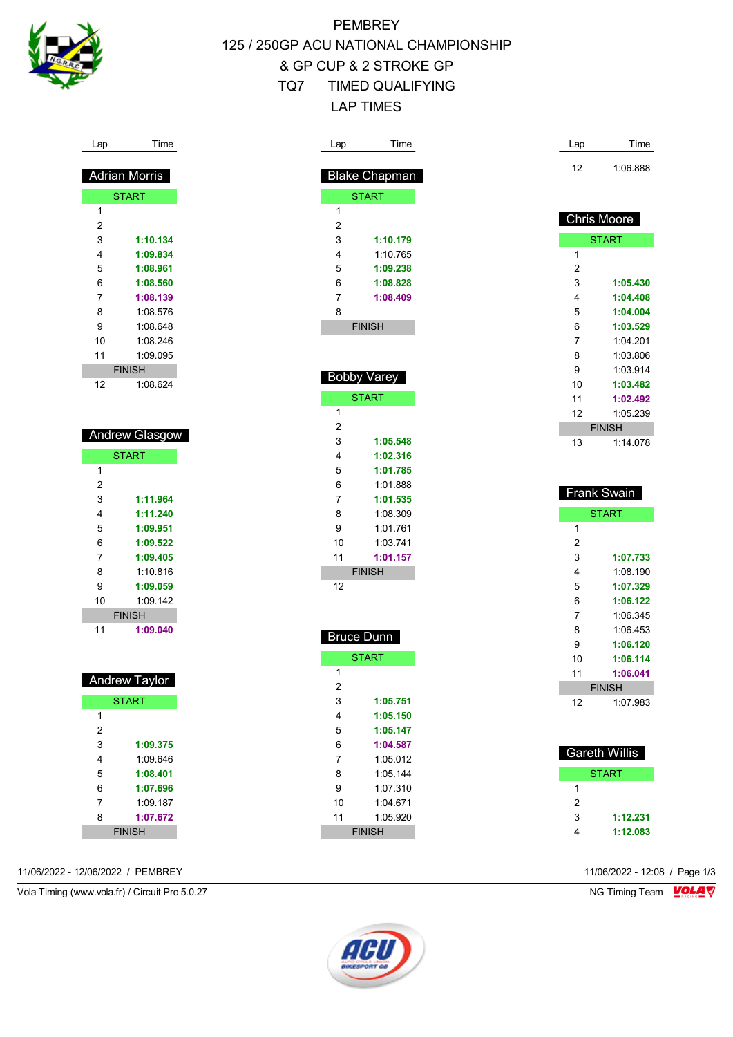# PEMBREY

# 125 / 250GP ACU NATIONAL CHAMPIONSHIP & GP CUP & 2 STROKE GP

## TQ7 TIMED QUALIFYING

## LAP TIMES

### Adrian Morris

| Lap | Time |
|---|---|
| START | |
| 1 | |
| 2 | |
| 3 | **1:10.134** |
| 4 | **1:09.834** |
| 5 | **1:08.961** |
| 6 | **1:08.560** |
| 7 | **1:08.139** |
| 8 | 1:08.576 |
| 9 | 1:08.648 |
| 10 | 1:08.246 |
| 11 | 1:09.095 |
| FINISH | |
| 12 | 1:08.624 |

### Andrew Glasgow

| Lap | Time |
|---|---|
| START | |
| 1 | |
| 2 | |
| 3 | **1:11.964** |
| 4 | **1:11.240** |
| 5 | **1:09.951** |
| 6 | **1:09.522** |
| 7 | **1:09.405** |
| 8 | 1:10.816 |
| 9 | **1:09.059** |
| 10 | 1:09.142 |
| FINISH | |
| 11 | **1:09.040** |

### Andrew Taylor

| Lap | Time |
|---|---|
| START | |
| 1 | |
| 2 | |
| 3 | **1:09.375** |
| 4 | 1:09.646 |
| 5 | **1:08.401** |
| 6 | **1:07.696** |
| 7 | 1:09.187 |
| 8 | **1:07.672** |
| FINISH | |

### Blake Chapman

| Lap | Time |
|---|---|
| START | |
| 1 | |
| 2 | |
| 3 | **1:10.179** |
| 4 | 1:10.765 |
| 5 | **1:09.238** |
| 6 | **1:08.828** |
| 7 | **1:08.409** |
| 8 | |
| FINISH | |

### Bobby Varey

| Lap | Time |
|---|---|
| START | |
| 1 | |
| 2 | |
| 3 | **1:05.548** |
| 4 | **1:02.316** |
| 5 | **1:01.785** |
| 6 | 1:01.888 |
| 7 | **1:01.535** |
| 8 | 1:08.309 |
| 9 | 1:01.761 |
| 10 | 1:03.741 |
| 11 | **1:01.157** |
| FINISH | |
| 12 | |

### Bruce Dunn

| Lap | Time |
|---|---|
| START | |
| 1 | |
| 2 | |
| 3 | **1:05.751** |
| 4 | **1:05.150** |
| 5 | **1:05.147** |
| 6 | **1:04.587** |
| 7 | 1:05.012 |
| 8 | 1:05.144 |
| 9 | 1:07.310 |
| 10 | 1:04.671 |
| 11 | 1:05.920 |
| FINISH | |
| 12 | 1:06.888 |

### Chris Moore

| Lap | Time |
|---|---|
| START | |
| 1 | |
| 2 | |
| 3 | **1:05.430** |
| 4 | **1:04.408** |
| 5 | **1:04.004** |
| 6 | **1:03.529** |
| 7 | 1:04.201 |
| 8 | 1:03.806 |
| 9 | 1:03.914 |
| 10 | **1:03.482** |
| 11 | **1:02.492** |
| 12 | 1:05.239 |
| FINISH | |
| 13 | 1:14.078 |

### Frank Swain

| Lap | Time |
|---|---|
| START | |
| 1 | |
| 2 | |
| 3 | **1:07.733** |
| 4 | 1:08.190 |
| 5 | **1:07.329** |
| 6 | **1:06.122** |
| 7 | 1:06.345 |
| 8 | 1:06.453 |
| 9 | **1:06.120** |
| 10 | **1:06.114** |
| 11 | **1:06.041** |
| FINISH | |
| 12 | 1:07.983 |

### Gareth Willis

| Lap | Time |
|---|---|
| START | |
| 1 | |
| 2 | |
| 3 | **1:12.231** |
| 4 | **1:12.083** |

11/06/2022 - 12/06/2022 / PEMBREY

11/06/2022 - 12:08 / Page 1/3

Vola Timing (www.vola.fr) / Circuit Pro 5.0.27

NG Timing Team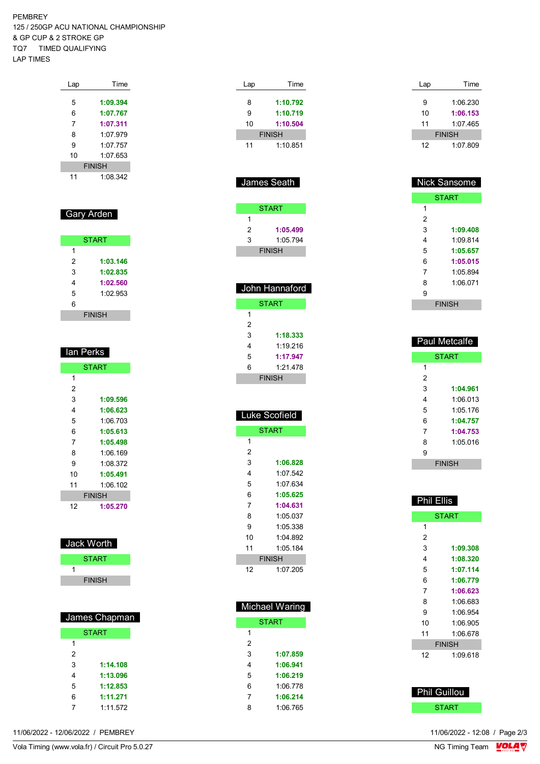PEMBREY
125 / 250GP ACU NATIONAL CHAMPIONSHIP
& GP CUP & 2 STROKE GP
TQ7 TIMED QUALIFYING
LAP TIMES

| Lap | Time |
|---|---|
| 5 | **1:09.394** |
| 6 | **1:07.767** |
| 7 | **1:07.311** |
| 8 | 1:07.979 |
| 9 | 1:07.757 |
| 10 | 1:07.653 |
| FINISH | |
| 11 | 1:08.342 |

## Gary Arden

| Lap | Time |
|---|---|
| START | |
| 1 | |
| 2 | **1:03.146** |
| 3 | **1:02.835** |
| 4 | **1:02.560** |
| 5 | 1:02.953 |
| 6 | |
| FINISH | |

## Ian Perks

| Lap | Time |
|---|---|
| START | |
| 1 | |
| 2 | |
| 3 | **1:09.596** |
| 4 | **1:06.623** |
| 5 | 1:06.703 |
| 6 | **1:05.613** |
| 7 | **1:05.498** |
| 8 | 1:06.169 |
| 9 | 1:08.372 |
| 10 | **1:05.491** |
| 11 | 1:06.102 |
| FINISH | |
| 12 | **1:05.270** |

## Jack Worth

| Lap | Time |
|---|---|
| START | |
| 1 | |
| FINISH | |

## James Chapman

| Lap | Time |
|---|---|
| START | |
| 1 | |
| 2 | |
| 3 | **1:14.108** |
| 4 | **1:13.096** |
| 5 | **1:12.853** |
| 6 | **1:11.271** |
| 7 | 1:11.572 |

| Lap | Time |
|---|---|
| 8 | **1:10.792** |
| 9 | **1:10.719** |
| 10 | **1:10.504** |
| FINISH | |
| 11 | 1:10.851 |

## James Seath

| Lap | Time |
|---|---|
| START | |
| 1 | |
| 2 | **1:05.499** |
| 3 | 1:05.794 |
| FINISH | |

## John Hannaford

| Lap | Time |
|---|---|
| START | |
| 1 | |
| 2 | |
| 3 | **1:18.333** |
| 4 | 1:19.216 |
| 5 | **1:17.947** |
| 6 | 1:21.478 |
| FINISH | |

## Luke Scofield

| Lap | Time |
|---|---|
| START | |
| 1 | |
| 2 | |
| 3 | **1:06.828** |
| 4 | 1:07.542 |
| 5 | 1:07.634 |
| 6 | **1:05.625** |
| 7 | **1:04.631** |
| 8 | 1:05.037 |
| 9 | 1:05.338 |
| 10 | 1:04.892 |
| 11 | 1:05.184 |
| FINISH | |
| 12 | 1:07.205 |

## Michael Waring

| Lap | Time |
|---|---|
| START | |
| 1 | |
| 2 | |
| 3 | **1:07.859** |
| 4 | **1:06.941** |
| 5 | **1:06.219** |
| 6 | 1:06.778 |
| 7 | **1:06.214** |
| 8 | 1:06.765 |

| Lap | Time |
|---|---|
| 9 | 1:06.230 |
| 10 | **1:06.153** |
| 11 | 1:07.465 |
| FINISH | |
| 12 | 1:07.809 |

## Nick Sansome

| Lap | Time |
|---|---|
| START | |
| 1 | |
| 2 | |
| 3 | **1:09.408** |
| 4 | 1:09.814 |
| 5 | **1:05.657** |
| 6 | **1:05.015** |
| 7 | 1:05.894 |
| 8 | 1:06.071 |
| 9 | |
| FINISH | |

## Paul Metcalfe

| Lap | Time |
|---|---|
| START | |
| 1 | |
| 2 | |
| 3 | **1:04.961** |
| 4 | 1:06.013 |
| 5 | 1:05.176 |
| 6 | **1:04.757** |
| 7 | **1:04.753** |
| 8 | 1:05.016 |
| 9 | |
| FINISH | |

## Phil Ellis

| Lap | Time |
|---|---|
| START | |
| 1 | |
| 2 | |
| 3 | **1:09.308** |
| 4 | **1:08.320** |
| 5 | **1:07.114** |
| 6 | **1:06.779** |
| 7 | **1:06.623** |
| 8 | 1:06.683 |
| 9 | 1:06.954 |
| 10 | 1:06.905 |
| 11 | 1:06.678 |
| FINISH | |
| 12 | 1:09.618 |

## Phil Guillou

| Lap | Time |
|---|---|
| START | |

11/06/2022 - 12/06/2022 / PEMBREY

11/06/2022 - 12:08

Vola Timing (www.vola.fr) / Circuit Pro 5.0.27

NG Timing Team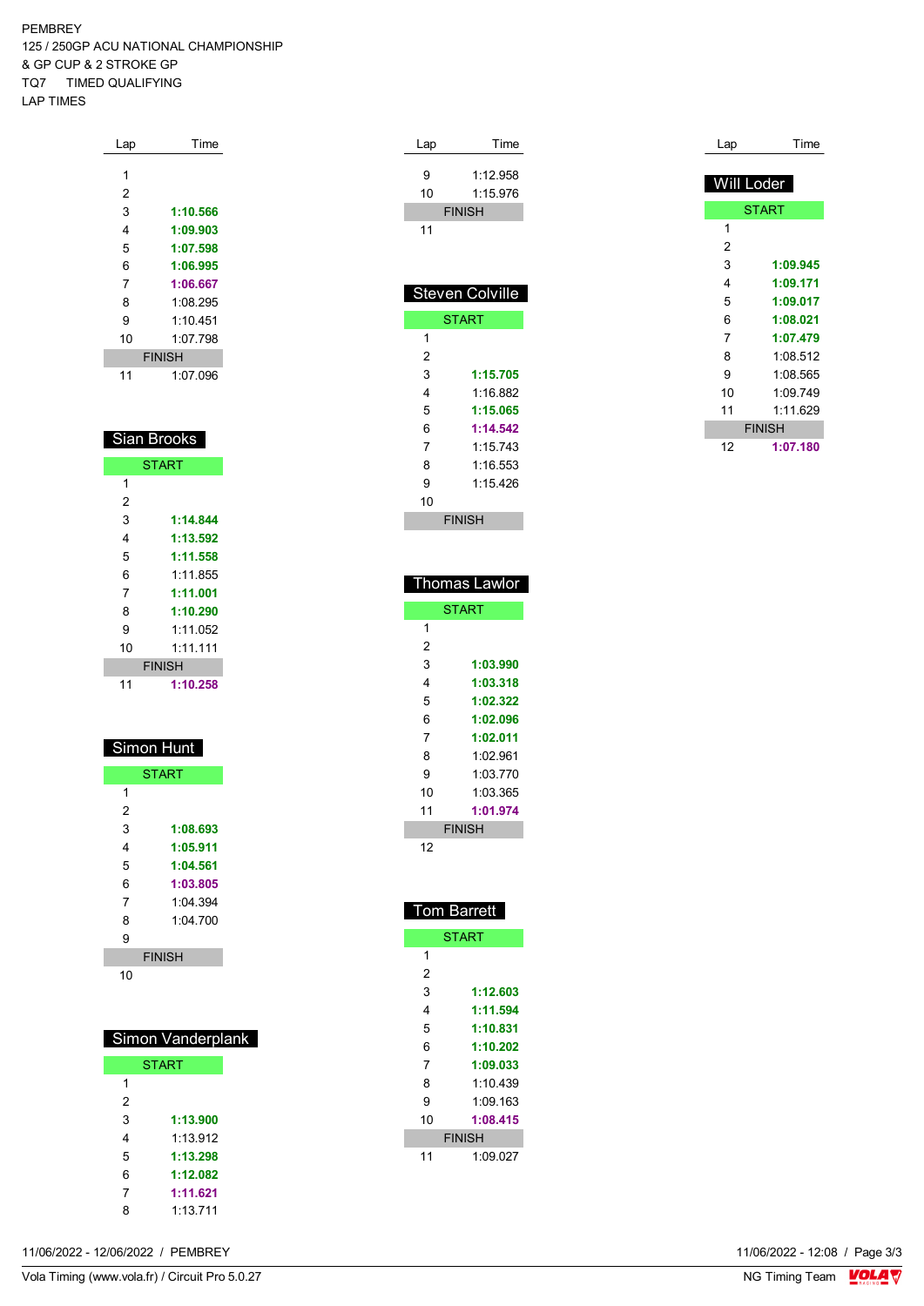PEMBREY
125 / 250GP ACU NATIONAL CHAMPIONSHIP
& GP CUP & 2 STROKE GP
TQ7 TIMED QUALIFYING
LAP TIMES

| Lap | Time |
|---|---|
| 1 | |
| 2 | |
| 3 | **1:10.566** |
| 4 | **1:09.903** |
| 5 | **1:07.598** |
| 6 | **1:06.995** |
| 7 | **1:06.667** |
| 8 | 1:08.295 |
| 9 | 1:10.451 |
| 10 | 1:07.798 |
| FINISH | |
| 11 | 1:07.096 |

## Sian Brooks

| Lap | Time |
|---|---|
| START | |
| 1 | |
| 2 | |
| 3 | **1:14.844** |
| 4 | **1:13.592** |
| 5 | **1:11.558** |
| 6 | 1:11.855 |
| 7 | **1:11.001** |
| 8 | **1:10.290** |
| 9 | 1:11.052 |
| 10 | 1:11.111 |
| FINISH | |
| 11 | **1:10.258** |

## Simon Hunt

| Lap | Time |
|---|---|
| START | |
| 1 | |
| 2 | |
| 3 | **1:08.693** |
| 4 | **1:05.911** |
| 5 | **1:04.561** |
| 6 | **1:03.805** |
| 7 | 1:04.394 |
| 8 | 1:04.700 |
| 9 | |
| FINISH | |
| 10 | |

## Simon Vanderplank

| Lap | Time |
|---|---|
| START | |
| 1 | |
| 2 | |
| 3 | **1:13.900** |
| 4 | 1:13.912 |
| 5 | **1:13.298** |
| 6 | **1:12.082** |
| 7 | **1:11.621** |
| 8 | 1:13.711 |
| 9 | 1:12.958 |
| 10 | 1:15.976 |
| FINISH | |
| 11 | |

## Steven Colville

| Lap | Time |
|---|---|
| START | |
| 1 | |
| 2 | |
| 3 | **1:15.705** |
| 4 | 1:16.882 |
| 5 | **1:15.065** |
| 6 | **1:14.542** |
| 7 | 1:15.743 |
| 8 | 1:16.553 |
| 9 | 1:15.426 |
| 10 | |
| FINISH | |

## Thomas Lawlor

| Lap | Time |
|---|---|
| START | |
| 1 | |
| 2 | |
| 3 | **1:03.990** |
| 4 | **1:03.318** |
| 5 | **1:02.322** |
| 6 | **1:02.096** |
| 7 | **1:02.011** |
| 8 | 1:02.961 |
| 9 | 1:03.770 |
| 10 | 1:03.365 |
| 11 | **1:01.974** |
| FINISH | |
| 12 | |

## Tom Barrett

| Lap | Time |
|---|---|
| START | |
| 1 | |
| 2 | |
| 3 | **1:12.603** |
| 4 | **1:11.594** |
| 5 | **1:10.831** |
| 6 | **1:10.202** |
| 7 | **1:09.033** |
| 8 | 1:10.439 |
| 9 | 1:09.163 |
| 10 | **1:08.415** |
| FINISH | |
| 11 | 1:09.027 |

## Will Loder

| Lap | Time |
|---|---|
| START | |
| 1 | |
| 2 | |
| 3 | **1:09.945** |
| 4 | **1:09.171** |
| 5 | **1:09.017** |
| 6 | **1:08.021** |
| 7 | **1:07.479** |
| 8 | 1:08.512 |
| 9 | 1:08.565 |
| 10 | 1:09.749 |
| 11 | 1:11.629 |
| FINISH | |
| 12 | **1:07.180** |

11/06/2022 - 12/06/2022 / PEMBREY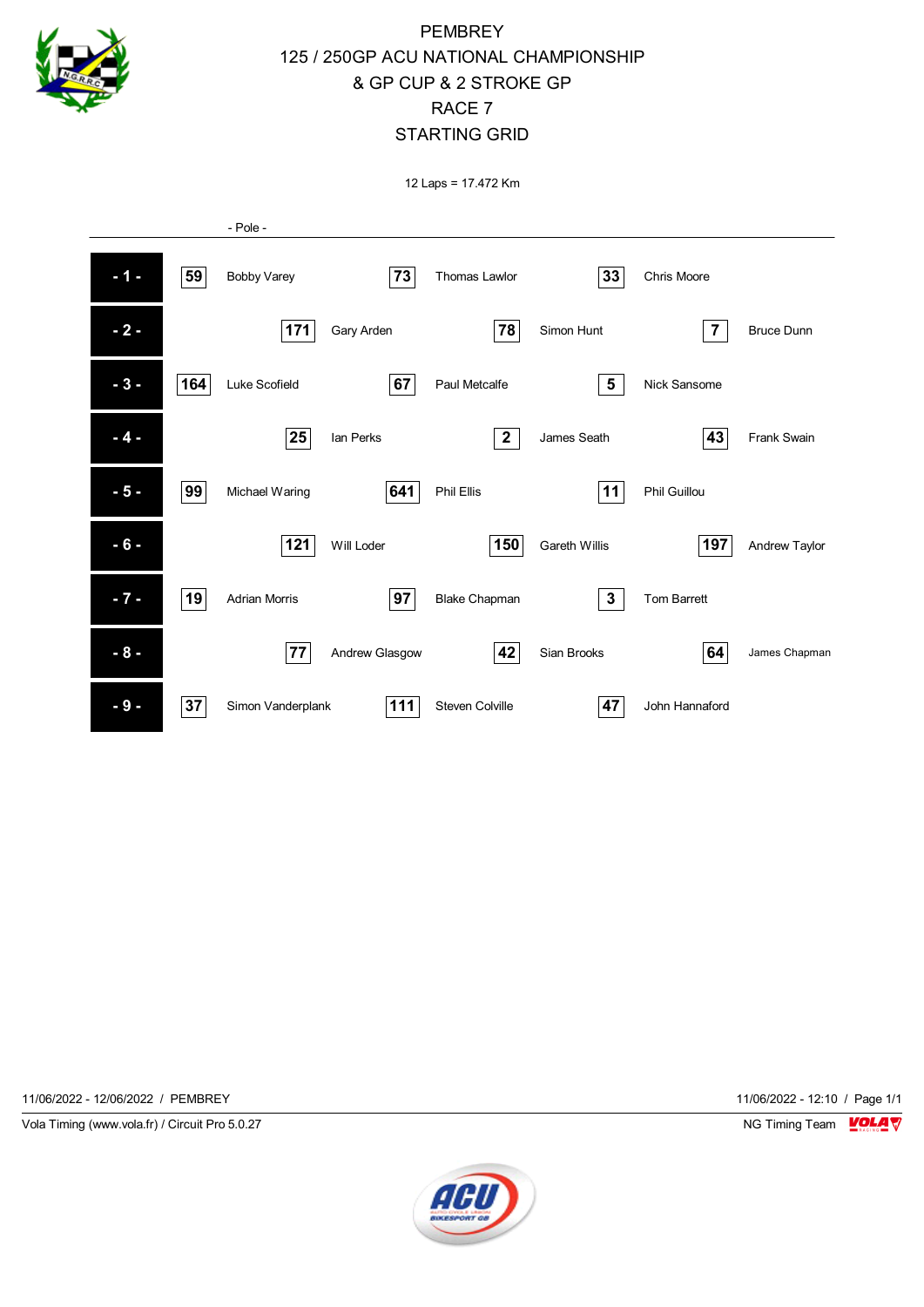# PEMBREY

## 125 / 250GP ACU NATIONAL CHAMPIONSHIP & GP CUP & 2 STROKE GP

## RACE 7

## STARTING GRID

12 Laps = 17.472 Km

- Pole -

| Row | No. | Rider | No. | Rider | No. | Rider |
|---|---|---|---|---|---|---|
| - 1 - | 59 | Bobby Varey | 73 | Thomas Lawlor | 33 | Chris Moore |
| - 2 - | 171 | Gary Arden | 78 | Simon Hunt | 7 | Bruce Dunn |
| - 3 - | 164 | Luke Scofield | 67 | Paul Metcalfe | 5 | Nick Sansome |
| - 4 - | 25 | Ian Perks | 2 | James Seath | 43 | Frank Swain |
| - 5 - | 99 | Michael Waring | 641 | Phil Ellis | 11 | Phil Guillou |
| - 6 - | 121 | Will Loder | 150 | Gareth Willis | 197 | Andrew Taylor |
| - 7 - | 19 | Adrian Morris | 97 | Blake Chapman | 3 | Tom Barrett |
| - 8 - | 77 | Andrew Glasgow | 42 | Sian Brooks | 64 | James Chapman |
| - 9 - | 37 | Simon Vanderplank | 111 | Steven Colville | 47 | John Hannaford |

11/06/2022 - 12/06/2022 / PEMBREY

11/06/2022 - 12:10 / Page 1/1

Vola Timing (www.vola.fr) / Circuit Pro 5.0.27

NG Timing Team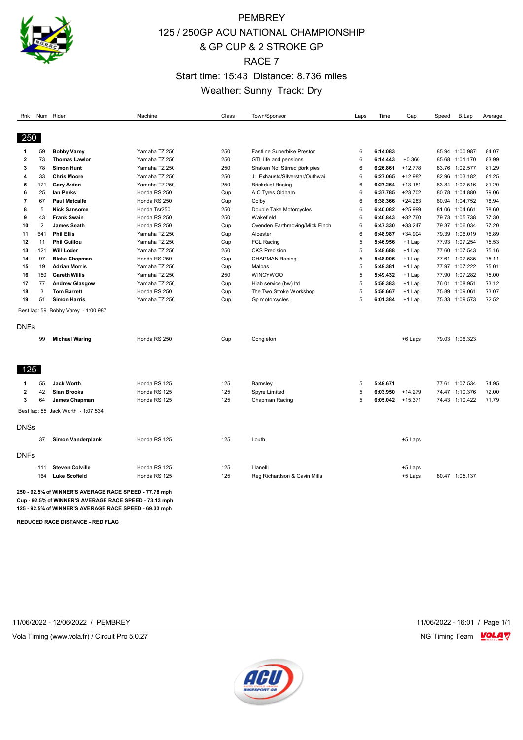# PEMBREY
## 125 / 250GP ACU NATIONAL CHAMPIONSHIP
## & GP CUP & 2 STROKE GP
## RACE 7
### Start time: 15:43 Distance: 8.736 miles
### Weather: Sunny Track: Dry

## 250

| Rnk | Num | Rider | Machine | Class | Town/Sponsor | Laps | Time | Gap | Speed | B.Lap | Average |
|---|---|---|---|---|---|---|---|---|---|---|---|
| 1 | 59 | **Bobby Varey** | Yamaha TZ 250 | 250 | Fastline Superbike Preston | 6 | **6:14.083** | | 85.94 | 1:00.987 | 84.07 |
| 2 | 73 | **Thomas Lawlor** | Yamaha TZ 250 | 250 | GTL life and pensions | 6 | **6:14.443** | +0.360 | 85.68 | 1:01.170 | 83.99 |
| 3 | 78 | **Simon Hunt** | Yamaha TZ 250 | 250 | Shaken Not Stirred pork pies | 6 | **6:26.861** | +12.778 | 83.76 | 1:02.577 | 81.29 |
| 4 | 33 | **Chris Moore** | Yamaha TZ 250 | 250 | JL Exhausts/Silverstar/Outhwai | 6 | **6:27.065** | +12.982 | 82.96 | 1:03.182 | 81.25 |
| 5 | 171 | **Gary Arden** | Yamaha TZ 250 | 250 | Brickdust Racing | 6 | **6:27.264** | +13.181 | 83.84 | 1:02.516 | 81.20 |
| 6 | 25 | **Ian Perks** | Honda RS 250 | Cup | A C Tyres Oldham | 6 | **6:37.785** | +23.702 | 80.78 | 1:04.880 | 79.06 |
| 7 | 67 | **Paul Metcalfe** | Honda RS 250 | Cup | Colby | 6 | **6:38.366** | +24.283 | 80.94 | 1:04.752 | 78.94 |
| 8 | 5 | **Nick Sansome** | Honda Tsr250 | 250 | Double Take Motorcycles | 6 | **6:40.082** | +25.999 | 81.06 | 1:04.661 | 78.60 |
| 9 | 43 | **Frank Swain** | Honda RS 250 | 250 | Wakefield | 6 | **6:46.843** | +32.760 | 79.73 | 1:05.738 | 77.30 |
| 10 | 2 | **James Seath** | Honda RS 250 | Cup | Ovenden Earthmoving/Mick Finch | 6 | **6:47.330** | +33.247 | 79.37 | 1:06.034 | 77.20 |
| 11 | 641 | **Phil Ellis** | Yamaha TZ 250 | Cup | Alcester | 6 | **6:48.987** | +34.904 | 79.39 | 1:06.019 | 76.89 |
| 12 | 11 | **Phil Guillou** | Yamaha TZ 250 | Cup | FCL Racing | 5 | **5:46.956** | +1 Lap | 77.93 | 1:07.254 | 75.53 |
| 13 | 121 | **Will Loder** | Yamaha TZ 250 | 250 | CKS Precision | 5 | **5:48.688** | +1 Lap | 77.60 | 1:07.543 | 75.16 |
| 14 | 97 | **Blake Chapman** | Honda RS 250 | Cup | CHAPMAN Racing | 5 | **5:48.906** | +1 Lap | 77.61 | 1:07.535 | 75.11 |
| 15 | 19 | **Adrian Morris** | Yamaha TZ 250 | Cup | Malpas | 5 | **5:49.381** | +1 Lap | 77.97 | 1:07.222 | 75.01 |
| 16 | 150 | **Gareth Willis** | Yamaha TZ 250 | 250 | WINCYWOO | 5 | **5:49.432** | +1 Lap | 77.90 | 1:07.282 | 75.00 |
| 17 | 77 | **Andrew Glasgow** | Yamaha TZ 250 | Cup | Hiab service (hw) ltd | 5 | **5:58.383** | +1 Lap | 76.01 | 1:08.951 | 73.12 |
| 18 | 3 | **Tom Barrett** | Honda RS 250 | Cup | The Two Stroke Workshop | 5 | **5:58.667** | +1 Lap | 75.89 | 1:09.061 | 73.07 |
| 19 | 51 | **Simon Harris** | Yamaha TZ 250 | Cup | Gp motorcycles | 5 | **6:01.384** | +1 Lap | 75.33 | 1:09.573 | 72.52 |

Best lap: 59 Bobby Varey - 1:00.987

### DNFs

| Rnk | Num | Rider | Machine | Class | Town/Sponsor | Laps | Time | Gap | Speed | B.Lap | Average |
|---|---|---|---|---|---|---|---|---|---|---|---|
| | 99 | **Michael Waring** | Honda RS 250 | Cup | Congleton | | | +6 Laps | 79.03 | 1:06.323 | |

## 125

| Rnk | Num | Rider | Machine | Class | Town/Sponsor | Laps | Time | Gap | Speed | B.Lap | Average |
|---|---|---|---|---|---|---|---|---|---|---|---|
| 1 | 55 | **Jack Worth** | Honda RS 125 | 125 | Barnsley | 5 | **5:49.671** | | 77.61 | 1:07.534 | 74.95 |
| 2 | 42 | **Sian Brooks** | Honda RS 125 | 125 | Spyre Limited | 5 | **6:03.950** | +14.279 | 74.47 | 1:10.376 | 72.00 |
| 3 | 64 | **James Chapman** | Honda RS 125 | 125 | Chapman Racing | 5 | **6:05.042** | +15.371 | 74.43 | 1:10.422 | 71.79 |

Best lap: 55 Jack Worth - 1:07.534

### DNSs

| Rnk | Num | Rider | Machine | Class | Town/Sponsor | Laps | Time | Gap | Speed | B.Lap | Average |
|---|---|---|---|---|---|---|---|---|---|---|---|
| | 37 | **Simon Vanderplank** | Honda RS 125 | 125 | Louth | | | +5 Laps | | | |

### DNFs

| Rnk | Num | Rider | Machine | Class | Town/Sponsor | Laps | Time | Gap | Speed | B.Lap | Average |
|---|---|---|---|---|---|---|---|---|---|---|---|
| | 111 | **Steven Colville** | Honda RS 125 | 125 | Llanelli | | | +5 Laps | | | |
| | 164 | **Luke Scofield** | Honda RS 125 | 125 | Reg Richardson & Gavin Mills | | | +5 Laps | 80.47 | 1:05.137 | |

**250 - 92.5% of WINNER'S AVERAGE RACE SPEED - 77.78 mph**
**Cup - 92.5% of WINNER'S AVERAGE RACE SPEED - 73.13 mph**
**125 - 92.5% of WINNER'S AVERAGE RACE SPEED - 69.33 mph**

**REDUCED RACE DISTANCE - RED FLAG**

11/06/2022 - 12/06/2022 / PEMBREY 11/06/2022 - 16:01

Vola Timing (www.vola.fr) / Circuit Pro 5.0.27 NG Timing Team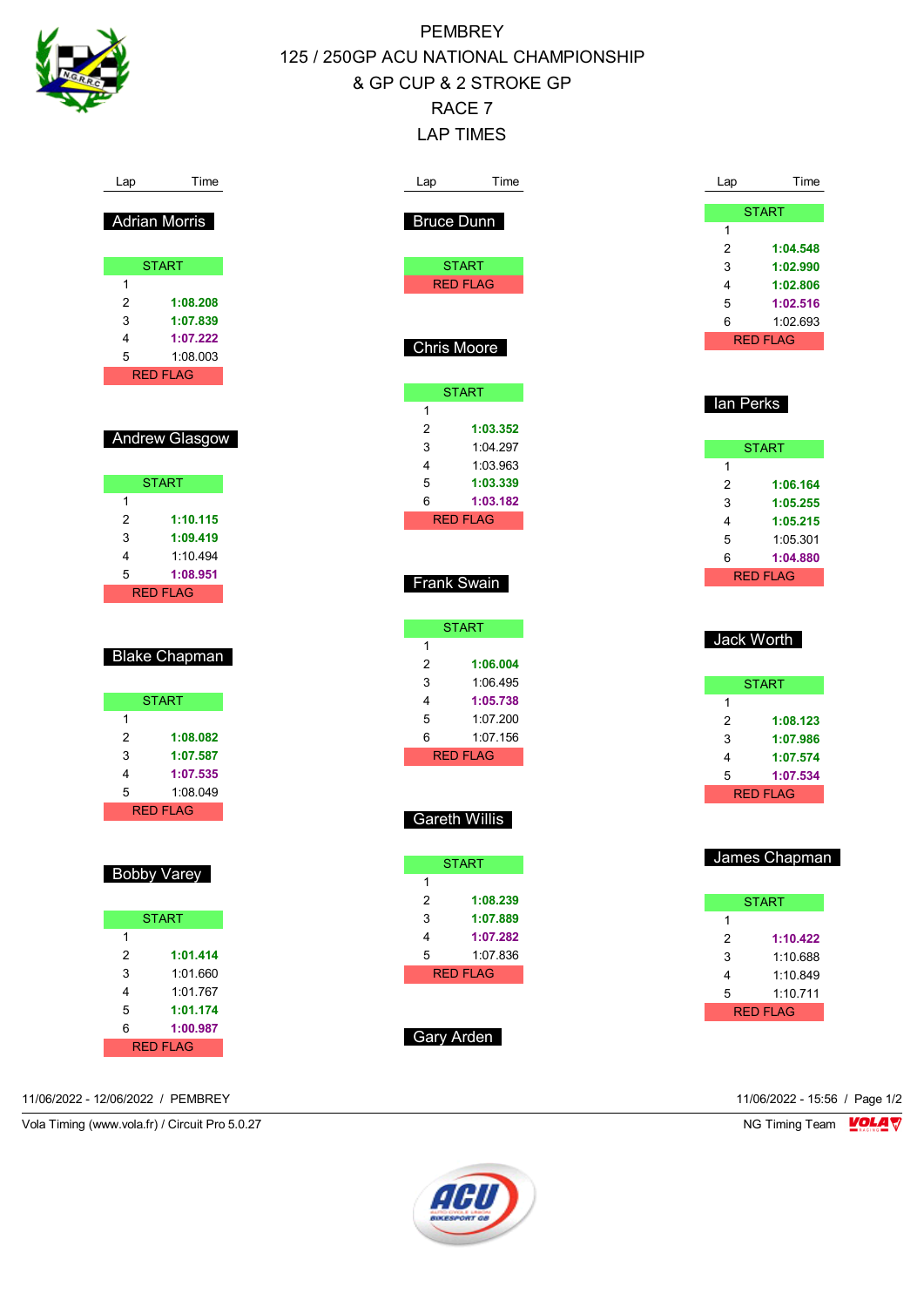# PEMBREY

## 125 / 250GP ACU NATIONAL CHAMPIONSHIP & GP CUP & 2 STROKE GP

## RACE 7

## LAP TIMES

### Adrian Morris

| Lap | Time |
|---|---|
| START | |
| 1 | |
| 2 | **1:08.208** |
| 3 | **1:07.839** |
| 4 | **1:07.222** |
| 5 | 1:08.003 |
| RED FLAG | |

### Andrew Glasgow

| Lap | Time |
|---|---|
| START | |
| 1 | |
| 2 | **1:10.115** |
| 3 | **1:09.419** |
| 4 | 1:10.494 |
| 5 | **1:08.951** |
| RED FLAG | |

### Blake Chapman

| Lap | Time |
|---|---|
| START | |
| 1 | |
| 2 | **1:08.082** |
| 3 | **1:07.587** |
| 4 | **1:07.535** |
| 5 | 1:08.049 |
| RED FLAG | |

### Bobby Varey

| Lap | Time |
|---|---|
| START | |
| 1 | |
| 2 | **1:01.414** |
| 3 | 1:01.660 |
| 4 | 1:01.767 |
| 5 | **1:01.174** |
| 6 | **1:00.987** |
| RED FLAG | |

### Bruce Dunn

| Lap | Time |
|---|---|
| START | |
| RED FLAG | |

### Chris Moore

| Lap | Time |
|---|---|
| START | |
| 1 | |
| 2 | **1:03.352** |
| 3 | 1:04.297 |
| 4 | 1:03.963 |
| 5 | **1:03.339** |
| 6 | **1:03.182** |
| RED FLAG | |

### Frank Swain

| Lap | Time |
|---|---|
| START | |
| 1 | |
| 2 | **1:06.004** |
| 3 | 1:06.495 |
| 4 | **1:05.738** |
| 5 | 1:07.200 |
| 6 | 1:07.156 |
| RED FLAG | |

### Gareth Willis

| Lap | Time |
|---|---|
| START | |
| 1 | |
| 2 | **1:08.239** |
| 3 | **1:07.889** |
| 4 | **1:07.282** |
| 5 | 1:07.836 |
| RED FLAG | |

### Gary Arden

| Lap | Time |
|---|---|
| START | |
| 1 | |
| 2 | **1:04.548** |
| 3 | **1:02.990** |
| 4 | **1:02.806** |
| 5 | **1:02.516** |
| 6 | 1:02.693 |
| RED FLAG | |

### Ian Perks

| Lap | Time |
|---|---|
| START | |
| 1 | |
| 2 | **1:06.164** |
| 3 | **1:05.255** |
| 4 | **1:05.215** |
| 5 | 1:05.301 |
| 6 | **1:04.880** |
| RED FLAG | |

### Jack Worth

| Lap | Time |
|---|---|
| START | |
| 1 | |
| 2 | **1:08.123** |
| 3 | **1:07.986** |
| 4 | **1:07.574** |
| 5 | **1:07.534** |
| RED FLAG | |

### James Chapman

| Lap | Time |
|---|---|
| START | |
| 1 | |
| 2 | **1:10.422** |
| 3 | 1:10.688 |
| 4 | 1:10.849 |
| 5 | 1:10.711 |
| RED FLAG | |

11/06/2022 - 12/06/2022 / PEMBREY

11/06/2022 - 15:56

Vola Timing (www.vola.fr) / Circuit Pro 5.0.27

NG Timing Team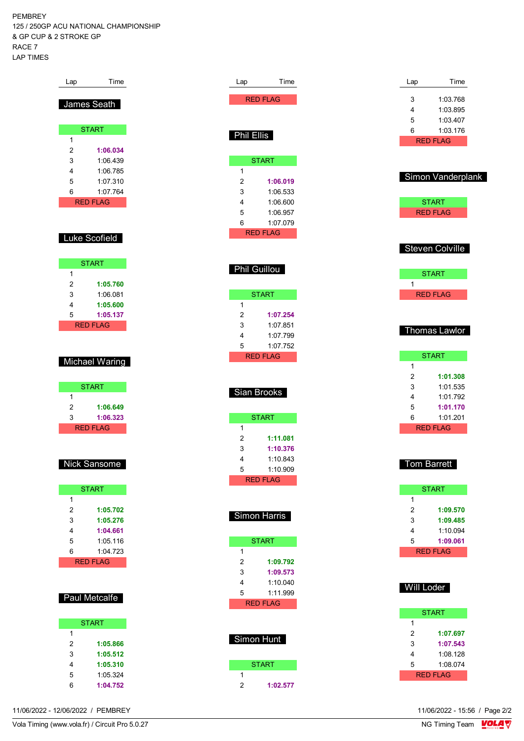PEMBREY
125 / 250GP ACU NATIONAL CHAMPIONSHIP
& GP CUP & 2 STROKE GP
RACE 7
LAP TIMES

## James Seath

| Lap | Time |
|---|---|
| START | |
| 1 | |
| 2 | **1:06.034** |
| 3 | 1:06.439 |
| 4 | 1:06.785 |
| 5 | 1:07.310 |
| 6 | 1:07.764 |
| RED FLAG | |

## Luke Scofield

| Lap | Time |
|---|---|
| START | |
| 1 | |
| 2 | **1:05.760** |
| 3 | 1:06.081 |
| 4 | **1:05.600** |
| 5 | **1:05.137** |
| RED FLAG | |

## Michael Waring

| Lap | Time |
|---|---|
| START | |
| 1 | |
| 2 | **1:06.649** |
| 3 | **1:06.323** |
| RED FLAG | |

## Nick Sansome

| Lap | Time |
|---|---|
| START | |
| 1 | |
| 2 | **1:05.702** |
| 3 | **1:05.276** |
| 4 | **1:04.661** |
| 5 | 1:05.116 |
| 6 | 1:04.723 |
| RED FLAG | |

## Paul Metcalfe

| Lap | Time |
|---|---|
| START | |
| 1 | |
| 2 | **1:05.866** |
| 3 | **1:05.512** |
| 4 | **1:05.310** |
| 5 | 1:05.324 |
| 6 | **1:04.752** |
| RED FLAG | |

## Phil Ellis

| Lap | Time |
|---|---|
| START | |
| 1 | |
| 2 | **1:06.019** |
| 3 | 1:06.533 |
| 4 | 1:06.600 |
| 5 | 1:06.957 |
| 6 | 1:07.079 |
| RED FLAG | |

## Phil Guillou

| Lap | Time |
|---|---|
| START | |
| 1 | |
| 2 | **1:07.254** |
| 3 | 1:07.851 |
| 4 | 1:07.799 |
| 5 | 1:07.752 |
| RED FLAG | |

## Sian Brooks

| Lap | Time |
|---|---|
| START | |
| 1 | |
| 2 | **1:11.081** |
| 3 | **1:10.376** |
| 4 | 1:10.843 |
| 5 | 1:10.909 |
| RED FLAG | |

## Simon Harris

| Lap | Time |
|---|---|
| START | |
| 1 | |
| 2 | **1:09.792** |
| 3 | **1:09.573** |
| 4 | 1:10.040 |
| 5 | 1:11.999 |
| RED FLAG | |

## Simon Hunt

| Lap | Time |
|---|---|
| START | |
| 1 | |
| 2 | **1:02.577** |
| 3 | 1:03.768 |
| 4 | 1:03.895 |
| 5 | 1:03.407 |
| 6 | 1:03.176 |
| RED FLAG | |

## Simon Vanderplank

| Lap | Time |
|---|---|
| START | |
| RED FLAG | |

## Steven Colville

| Lap | Time |
|---|---|
| START | |
| 1 | |
| RED FLAG | |

## Thomas Lawlor

| Lap | Time |
|---|---|
| START | |
| 1 | |
| 2 | **1:01.308** |
| 3 | 1:01.535 |
| 4 | 1:01.792 |
| 5 | **1:01.170** |
| 6 | 1:01.201 |
| RED FLAG | |

## Tom Barrett

| Lap | Time |
|---|---|
| START | |
| 1 | |
| 2 | **1:09.570** |
| 3 | **1:09.485** |
| 4 | 1:10.094 |
| 5 | **1:09.061** |
| RED FLAG | |

## Will Loder

| Lap | Time |
|---|---|
| START | |
| 1 | |
| 2 | **1:07.697** |
| 3 | **1:07.543** |
| 4 | 1:08.128 |
| 5 | 1:08.074 |
| RED FLAG | |

11/06/2022 - 12/06/2022 / PEMBREY

11/06/2022 - 15:56

Vola Timing (www.vola.fr) / Circuit Pro 5.0.27

NG Timing Team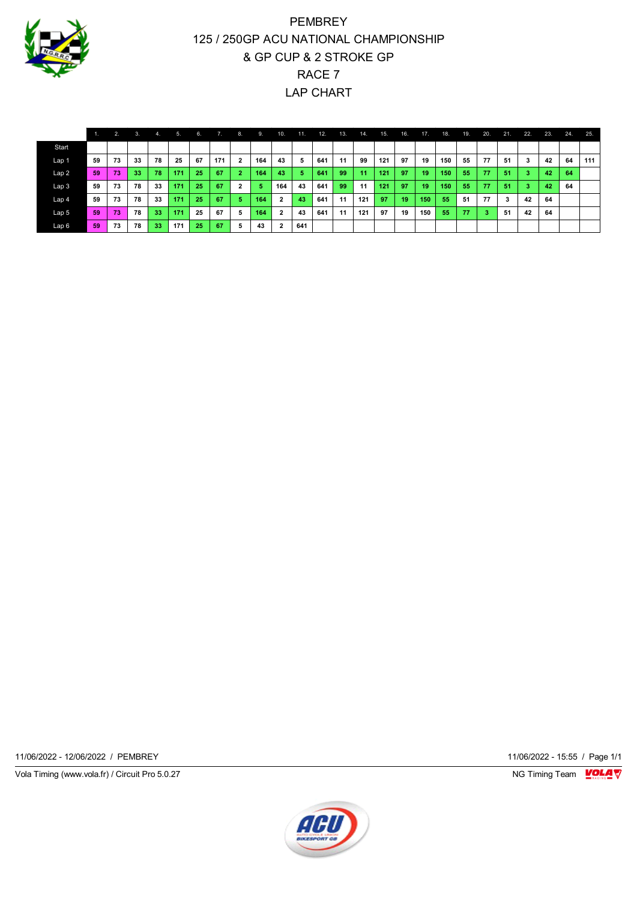# PEMBREY

## 125 / 250GP ACU NATIONAL CHAMPIONSHIP & GP CUP & 2 STROKE GP

## RACE 7

## LAP CHART

| | 1. | 2. | 3. | 4. | 5. | 6. | 7. | 8. | 9. | 10. | 11. | 12. | 13. | 14. | 15. | 16. | 17. | 18. | 19. | 20. | 21. | 22. | 23. | 24. | 25. |
|---|---|---|---|---|---|---|---|---|---|---|---|---|---|---|---|---|---|---|---|---|---|---|---|---|---|
| Start | | | | | | | | | | | | | | | | | | | | | | | | | |
| Lap 1 | 59 | 73 | 33 | 78 | 25 | 67 | 171 | 2 | 164 | 43 | 5 | 641 | 11 | 99 | 121 | 97 | 19 | 150 | 55 | 77 | 51 | 3 | 42 | 64 | 111 |
| Lap 2 | 59 | 73 | 33 | 78 | 171 | 25 | 67 | 2 | 164 | 43 | 5 | 641 | 99 | 11 | 121 | 97 | 19 | 150 | 55 | 77 | 51 | 3 | 42 | 64 | |
| Lap 3 | 59 | 73 | 78 | 33 | 171 | 25 | 67 | 2 | 5 | 164 | 43 | 641 | 99 | 11 | 121 | 97 | 19 | 150 | 55 | 77 | 51 | 3 | 42 | 64 | |
| Lap 4 | 59 | 73 | 78 | 33 | 171 | 25 | 67 | 5 | 164 | 2 | 43 | 641 | 11 | 121 | 97 | 19 | 150 | 55 | 51 | 77 | 3 | 42 | 64 | | |
| Lap 5 | 59 | 73 | 78 | 33 | 171 | 25 | 67 | 5 | 164 | 2 | 43 | 641 | 11 | 121 | 97 | 19 | 150 | 55 | 77 | 3 | 51 | 42 | 64 | | |
| Lap 6 | 59 | 73 | 78 | 33 | 171 | 25 | 67 | 5 | 43 | 2 | 641 | | | | | | | | | | | | | | |

11/06/2022 - 12/06/2022 / PEMBREY

11/06/2022 - 15:55

Vola Timing (www.vola.fr) / Circuit Pro 5.0.27

NG Timing Team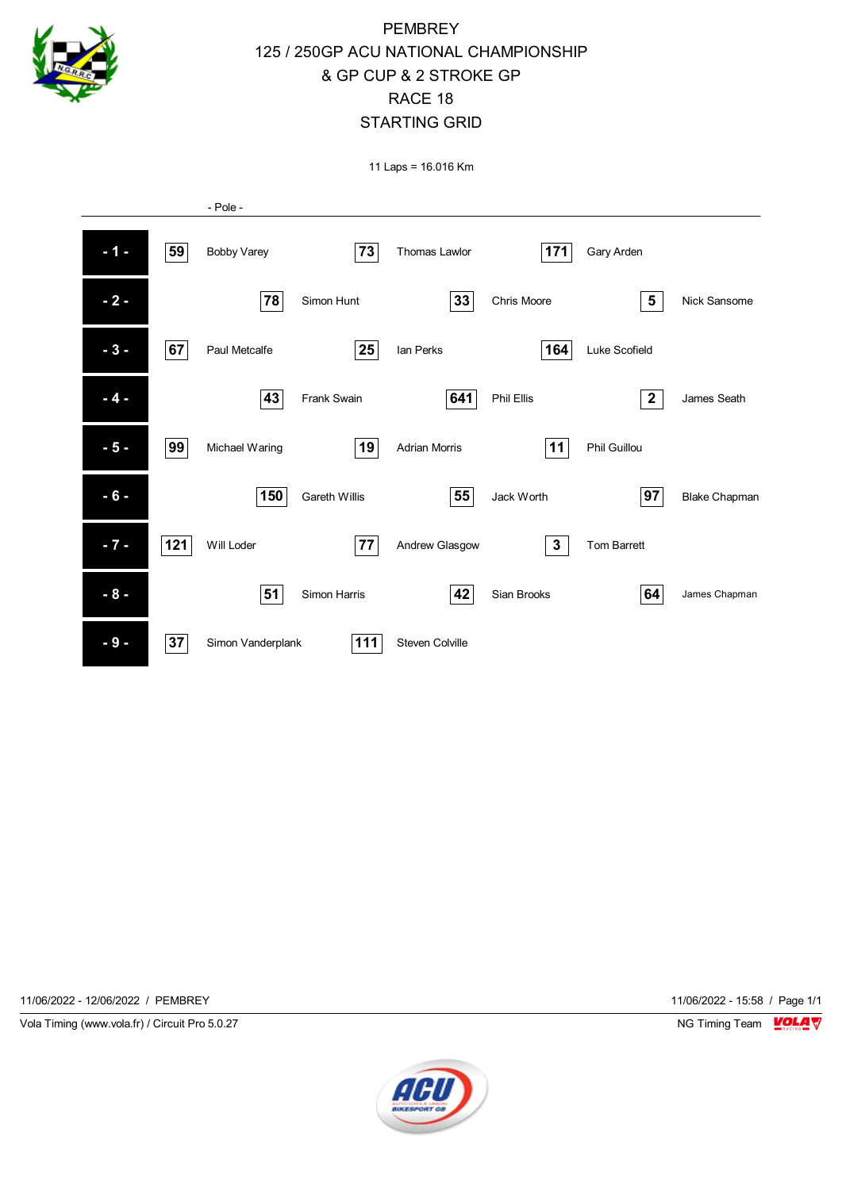# PEMBREY
## 125 / 250GP ACU NATIONAL CHAMPIONSHIP & GP CUP & 2 STROKE GP
## RACE 18
## STARTING GRID

11 Laps = 16.016 Km

- Pole -

| Row | No. | Rider | No. | Rider | No. | Rider |
|---|---|---|---|---|---|---|
| - 1 - | 59 | Bobby Varey | 73 | Thomas Lawlor | 171 | Gary Arden |
| - 2 - | 78 | Simon Hunt | 33 | Chris Moore | 5 | Nick Sansome |
| - 3 - | 67 | Paul Metcalfe | 25 | Ian Perks | 164 | Luke Scofield |
| - 4 - | 43 | Frank Swain | 641 | Phil Ellis | 2 | James Seath |
| - 5 - | 99 | Michael Waring | 19 | Adrian Morris | 11 | Phil Guillou |
| - 6 - | 150 | Gareth Willis | 55 | Jack Worth | 97 | Blake Chapman |
| - 7 - | 121 | Will Loder | 77 | Andrew Glasgow | 3 | Tom Barrett |
| - 8 - | 51 | Simon Harris | 42 | Sian Brooks | 64 | James Chapman |
| - 9 - | 37 | Simon Vanderplank | 111 | Steven Colville | | |

11/06/2022 - 12/06/2022 / PEMBREY

11/06/2022 - 15:58 / Page 1/1

Vola Timing (www.vola.fr) / Circuit Pro 5.0.27

NG Timing Team